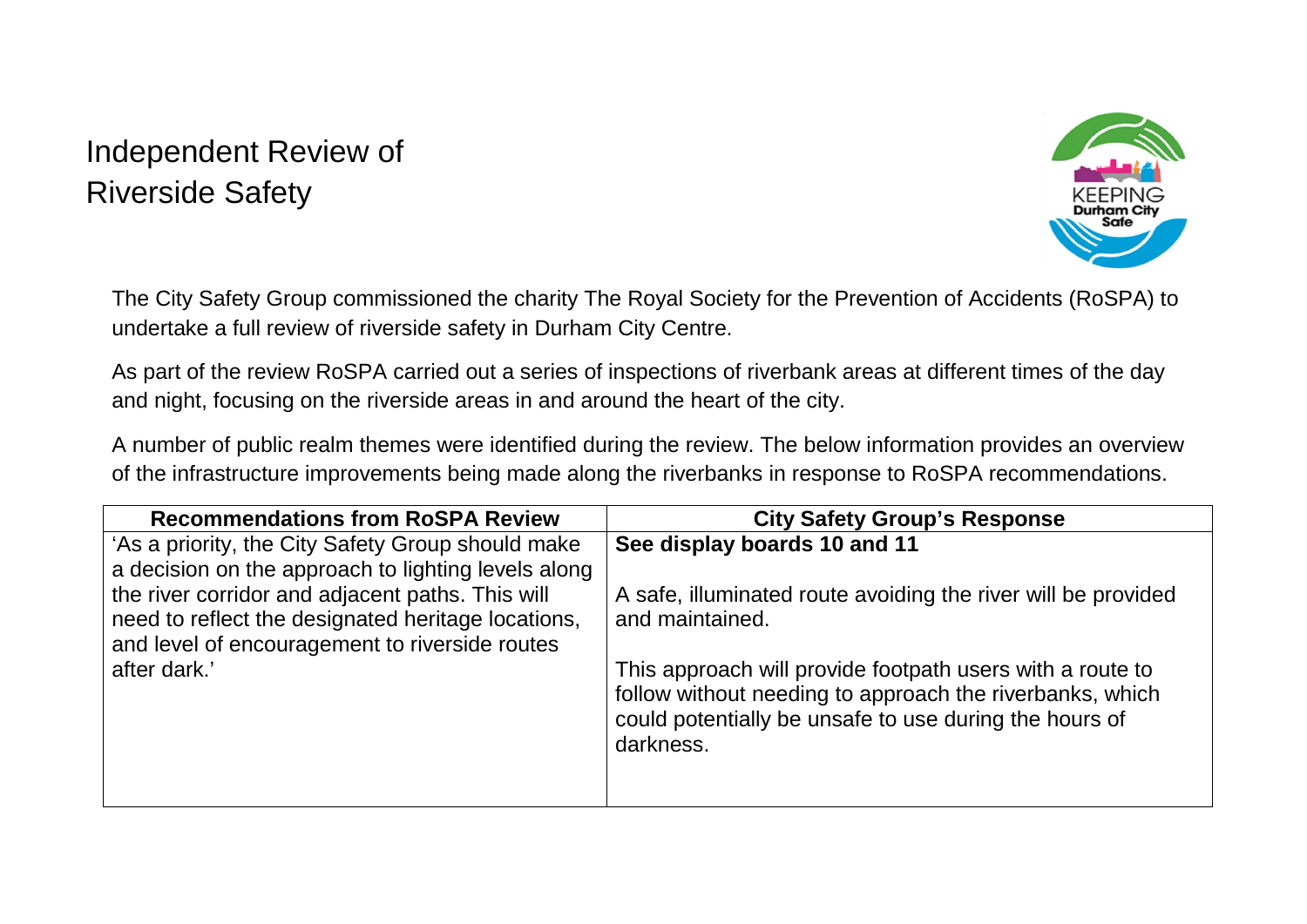# Independent Review of Riverside Safety

The City Safety Group commissioned the charity The Royal Society for the Prevention of Accidents (RoSPA) to undertake a full review of riverside safety in Durham City Centre.

As part of the review RoSPA carried out a series of inspections of riverbank areas at different times of the day and night, focusing on the riverside areas in and around the heart of the city.

A number of public realm themes were identified during the review. The below information provides an overview of the infrastructure improvements being made along the riverbanks in response to RoSPA recommendations.

| Recommendations from RoSPA Review | City Safety Group's Response |
| --- | --- |
| 'As a priority, the City Safety Group should make a decision on the approach to lighting levels along the river corridor and adjacent paths. This will need to reflect the designated heritage locations, and level of encouragement to riverside routes after dark.' | **See display boards 10 and 11**<br><br>A safe, illuminated route avoiding the river will be provided and maintained.<br><br>This approach will provide footpath users with a route to follow without needing to approach the riverbanks, which could potentially be unsafe to use during the hours of darkness. |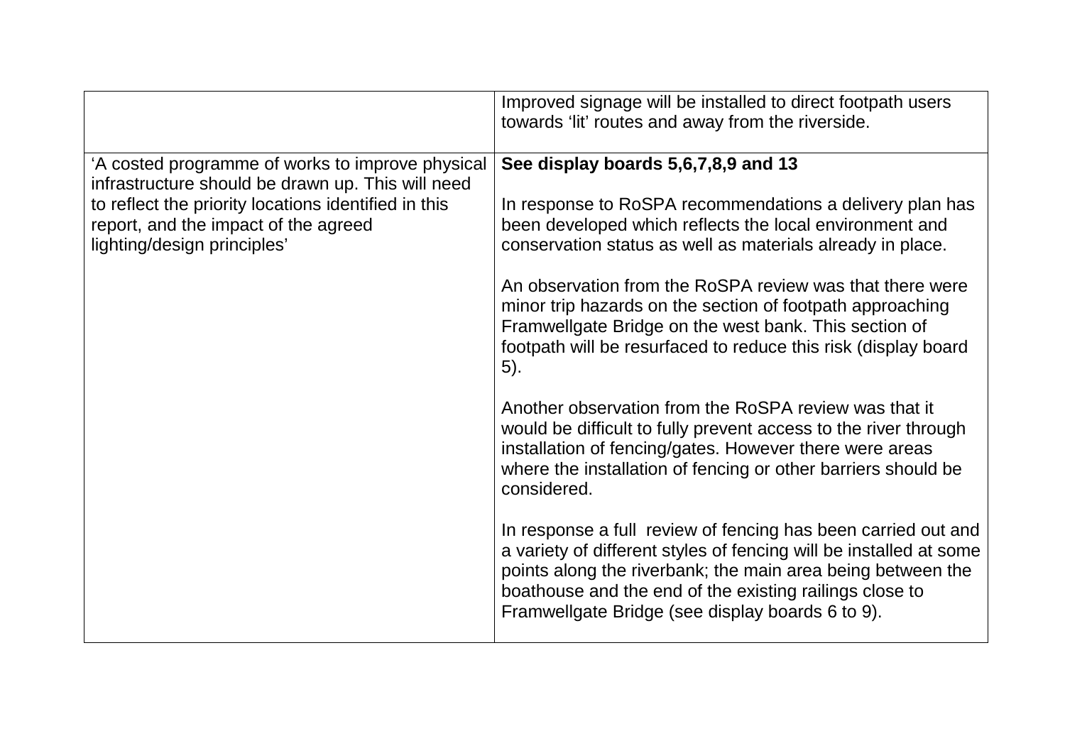| | |
|---|---|
| | Improved signage will be installed to direct footpath users towards 'lit' routes and away from the riverside. |
| 'A costed programme of works to improve physical infrastructure should be drawn up. This will need to reflect the priority locations identified in this report, and the impact of the agreed lighting/design principles' | **See display boards 5,6,7,8,9 and 13**<br><br>In response to RoSPA recommendations a delivery plan has been developed which reflects the local environment and conservation status as well as materials already in place.<br><br>An observation from the RoSPA review was that there were minor trip hazards on the section of footpath approaching Framwellgate Bridge on the west bank. This section of footpath will be resurfaced to reduce this risk (display board 5).<br><br>Another observation from the RoSPA review was that it would be difficult to fully prevent access to the river through installation of fencing/gates. However there were areas where the installation of fencing or other barriers should be considered.<br><br>In response a full review of fencing has been carried out and a variety of different styles of fencing will be installed at some points along the riverbank; the main area being between the boathouse and the end of the existing railings close to Framwellgate Bridge (see display boards 6 to 9). |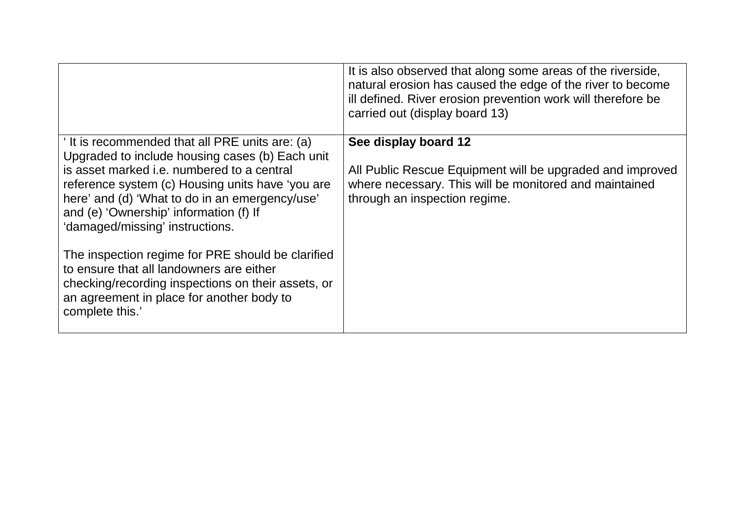| | |
|---|---|
| | It is also observed that along some areas of the riverside, natural erosion has caused the edge of the river to become ill defined. River erosion prevention work will therefore be carried out (display board 13) |
| ‘ It is recommended that all PRE units are: (a) Upgraded to include housing cases (b) Each unit is asset marked i.e. numbered to a central reference system (c) Housing units have ‘you are here’ and (d) ‘What to do in an emergency/use’ and (e) ‘Ownership’ information (f) If ‘damaged/missing’ instructions.<br><br>The inspection regime for PRE should be clarified to ensure that all landowners are either checking/recording inspections on their assets, or an agreement in place for another body to complete this.’ | **See display board 12**<br><br>All Public Rescue Equipment will be upgraded and improved where necessary. This will be monitored and maintained through an inspection regime. |